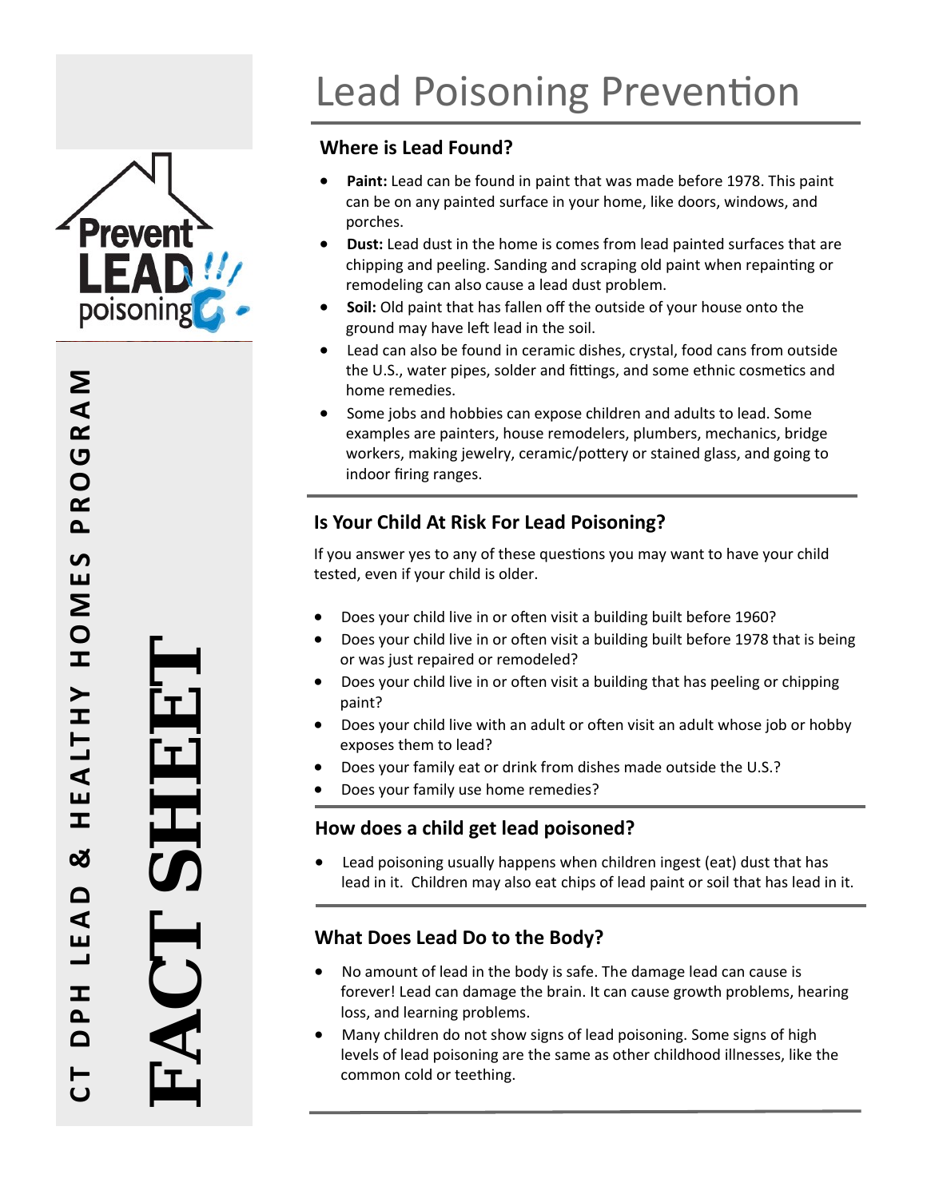Prevent LEAD poisoning

CT DPH LEAD & HEALTHY HOMES PROGRAM

FACT SHEET

# Lead Poisoning Prevention

## Where is Lead Found?

- **Paint:** Lead can be found in paint that was made before 1978. This paint can be on any painted surface in your home, like doors, windows, and porches.
- **Dust:** Lead dust in the home is comes from lead painted surfaces that are chipping and peeling. Sanding and scraping old paint when repainting or remodeling can also cause a lead dust problem.
- **Soil:** Old paint that has fallen off the outside of your house onto the ground may have left lead in the soil.
- Lead can also be found in ceramic dishes, crystal, food cans from outside the U.S., water pipes, solder and fittings, and some ethnic cosmetics and home remedies.
- Some jobs and hobbies can expose children and adults to lead. Some examples are painters, house remodelers, plumbers, mechanics, bridge workers, making jewelry, ceramic/pottery or stained glass, and going to indoor firing ranges.

## Is Your Child At Risk For Lead Poisoning?

If you answer yes to any of these questions you may want to have your child tested, even if your child is older.

- Does your child live in or often visit a building built before 1960?
- Does your child live in or often visit a building built before 1978 that is being or was just repaired or remodeled?
- Does your child live in or often visit a building that has peeling or chipping paint?
- Does your child live with an adult or often visit an adult whose job or hobby exposes them to lead?
- Does your family eat or drink from dishes made outside the U.S.?
- Does your family use home remedies?

## How does a child get lead poisoned?

- Lead poisoning usually happens when children ingest (eat) dust that has lead in it. Children may also eat chips of lead paint or soil that has lead in it.

## What Does Lead Do to the Body?

- No amount of lead in the body is safe. The damage lead can cause is forever! Lead can damage the brain. It can cause growth problems, hearing loss, and learning problems.
- Many children do not show signs of lead poisoning. Some signs of high levels of lead poisoning are the same as other childhood illnesses, like the common cold or teething.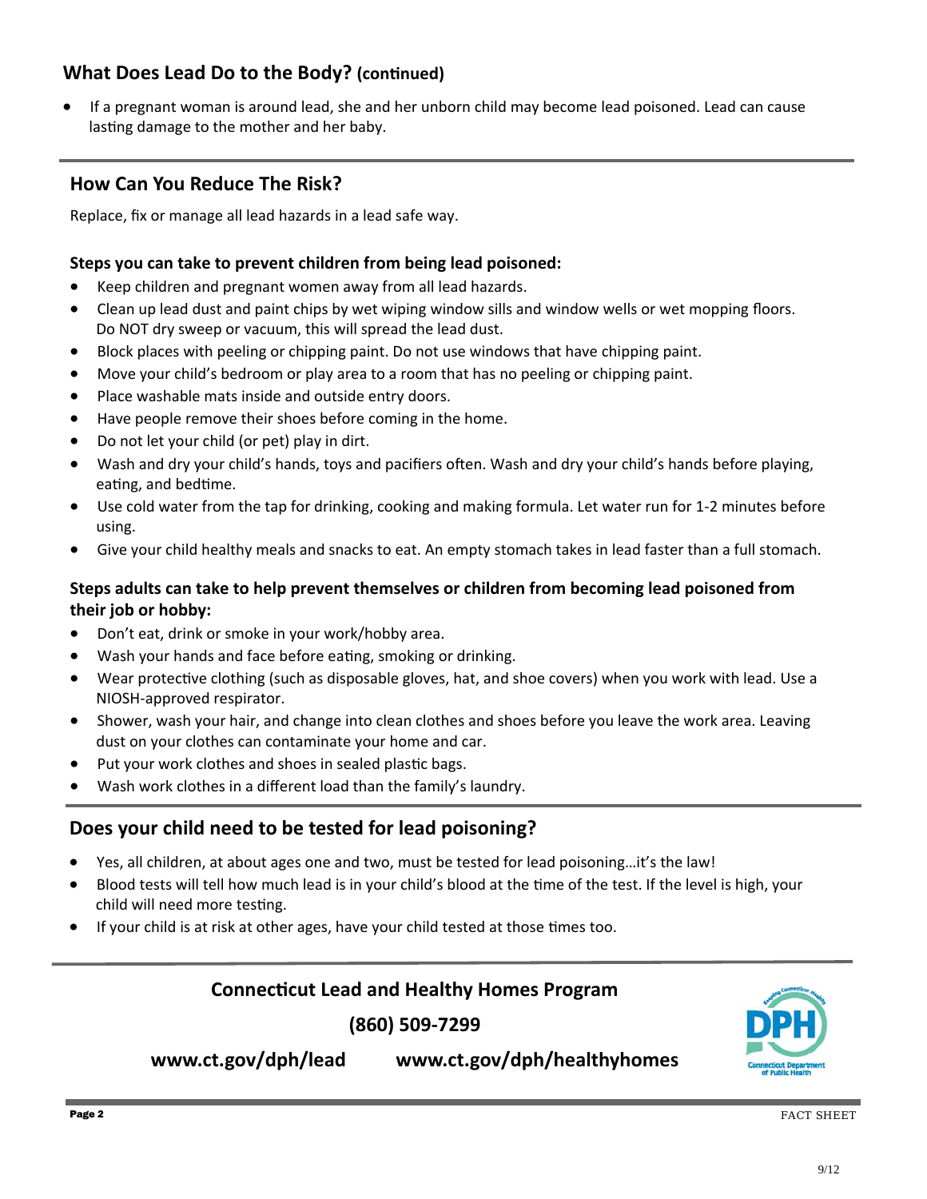## What Does Lead Do to the Body? (continued)

- If a pregnant woman is around lead, she and her unborn child may become lead poisoned. Lead can cause lasting damage to the mother and her baby.

## How Can You Reduce The Risk?

Replace, fix or manage all lead hazards in a lead safe way.

**Steps you can take to prevent children from being lead poisoned:**

- Keep children and pregnant women away from all lead hazards.
- Clean up lead dust and paint chips by wet wiping window sills and window wells or wet mopping floors. Do NOT dry sweep or vacuum, this will spread the lead dust.
- Block places with peeling or chipping paint. Do not use windows that have chipping paint.
- Move your child's bedroom or play area to a room that has no peeling or chipping paint.
- Place washable mats inside and outside entry doors.
- Have people remove their shoes before coming in the home.
- Do not let your child (or pet) play in dirt.
- Wash and dry your child's hands, toys and pacifiers often. Wash and dry your child's hands before playing, eating, and bedtime.
- Use cold water from the tap for drinking, cooking and making formula. Let water run for 1-2 minutes before using.
- Give your child healthy meals and snacks to eat. An empty stomach takes in lead faster than a full stomach.

**Steps adults can take to help prevent themselves or children from becoming lead poisoned from their job or hobby:**

- Don't eat, drink or smoke in your work/hobby area.
- Wash your hands and face before eating, smoking or drinking.
- Wear protective clothing (such as disposable gloves, hat, and shoe covers) when you work with lead. Use a NIOSH-approved respirator.
- Shower, wash your hair, and change into clean clothes and shoes before you leave the work area. Leaving dust on your clothes can contaminate your home and car.
- Put your work clothes and shoes in sealed plastic bags.
- Wash work clothes in a different load than the family's laundry.

## Does your child need to be tested for lead poisoning?

- Yes, all children, at about ages one and two, must be tested for lead poisoning…it's the law!
- Blood tests will tell how much lead is in your child's blood at the time of the test. If the level is high, your child will need more testing.
- If your child is at risk at other ages, have your child tested at those times too.

**Connecticut Lead and Healthy Homes Program**

**(860) 509-7299**

**www.ct.gov/dph/lead** **www.ct.gov/dph/healthyhomes**

FACT SHEET

9/12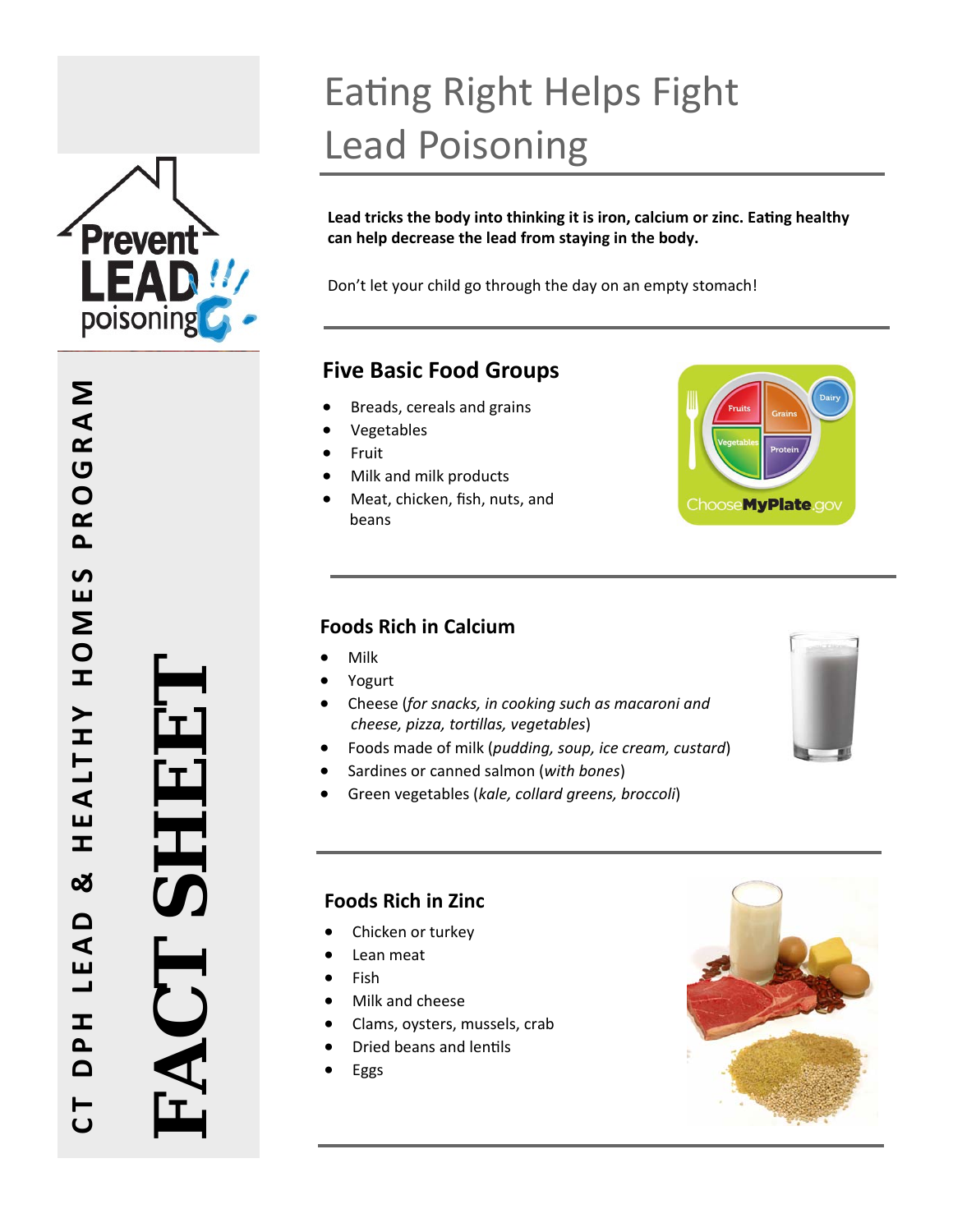# Eating Right Helps Fight Lead Poisoning

**Lead tricks the body into thinking it is iron, calcium or zinc. Eating healthy can help decrease the lead from staying in the body.**

Don't let your child go through the day on an empty stomach!

## Five Basic Food Groups

- Breads, cereals and grains
- Vegetables
- Fruit
- Milk and milk products
- Meat, chicken, fish, nuts, and beans

## Foods Rich in Calcium

- Milk
- Yogurt
- Cheese (*for snacks, in cooking such as macaroni and cheese, pizza, tortillas, vegetables*)
- Foods made of milk (*pudding, soup, ice cream, custard*)
- Sardines or canned salmon (*with bones*)
- Green vegetables (*kale, collard greens, broccoli*)

## Foods Rich in Zinc

- Chicken or turkey
- Lean meat
- Fish
- Milk and cheese
- Clams, oysters, mussels, crab
- Dried beans and lentils
- Eggs

CT DPH LEAD & HEALTHY HOMES PROGRAM

FACT SHEET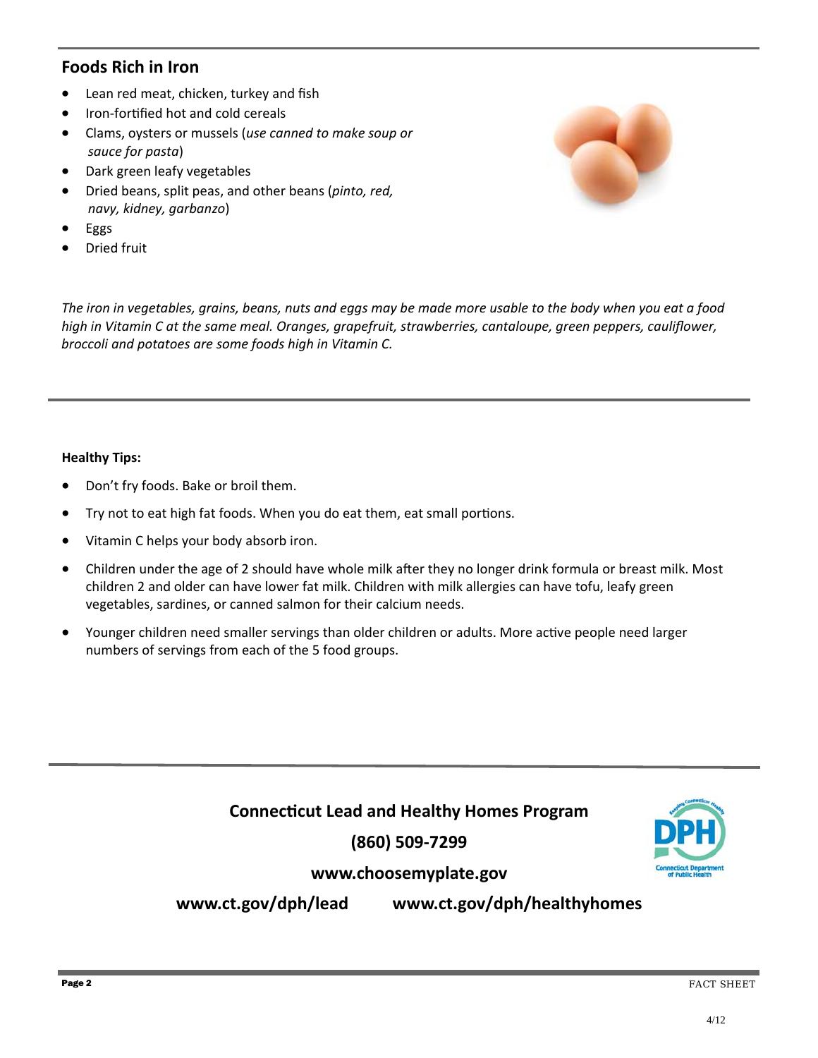## Foods Rich in Iron

- Lean red meat, chicken, turkey and fish
- Iron-fortified hot and cold cereals
- Clams, oysters or mussels (*use canned to make soup or sauce for pasta*)
- Dark green leafy vegetables
- Dried beans, split peas, and other beans (*pinto, red, navy, kidney, garbanzo*)
- Eggs
- Dried fruit

*The iron in vegetables, grains, beans, nuts and eggs may be made more usable to the body when you eat a food high in Vitamin C at the same meal. Oranges, grapefruit, strawberries, cantaloupe, green peppers, cauliflower, broccoli and potatoes are some foods high in Vitamin C.*

**Healthy Tips:**

- Don't fry foods. Bake or broil them.
- Try not to eat high fat foods. When you do eat them, eat small portions.
- Vitamin C helps your body absorb iron.
- Children under the age of 2 should have whole milk after they no longer drink formula or breast milk. Most children 2 and older can have lower fat milk. Children with milk allergies can have tofu, leafy green vegetables, sardines, or canned salmon for their calcium needs.
- Younger children need smaller servings than older children or adults. More active people need larger numbers of servings from each of the 5 food groups.

**Connecticut Lead and Healthy Homes Program**

**(860) 509-7299**

**www.choosemyplate.gov**

**www.ct.gov/dph/lead www.ct.gov/dph/healthyhomes**

FACT SHEET

4/12